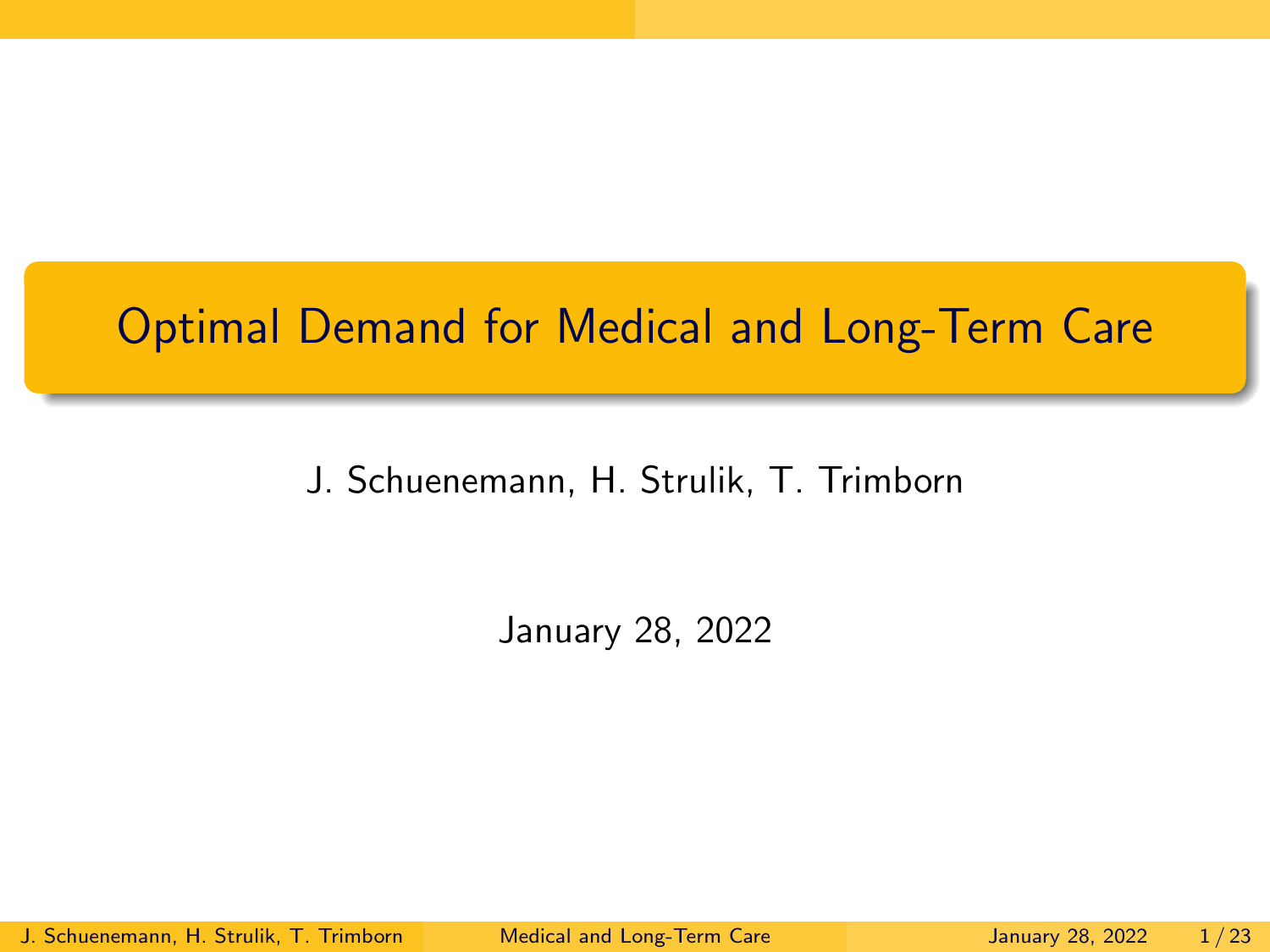# Optimal Demand for Medical and Long-Term Care

J. Schuenemann, H. Strulik, T. Trimborn

January 28, 2022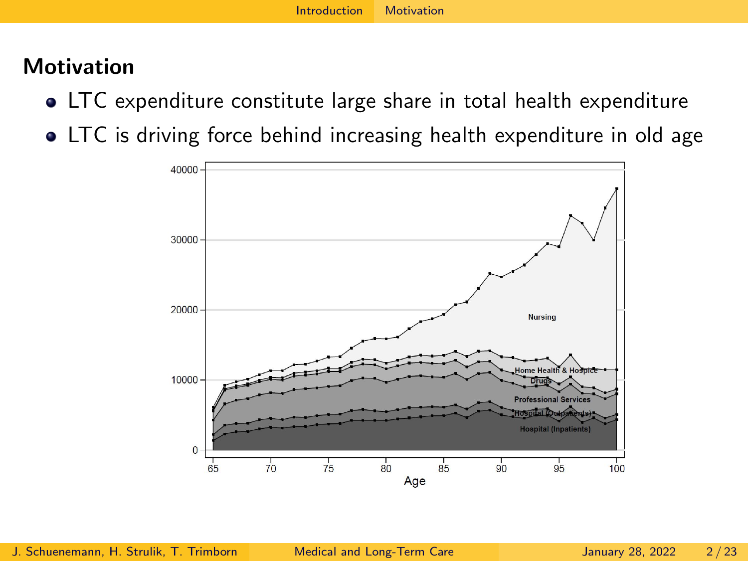## Motivation

- LTC expenditure constitute large share in total health expenditure
- LTC is driving force behind increasing health expenditure in old age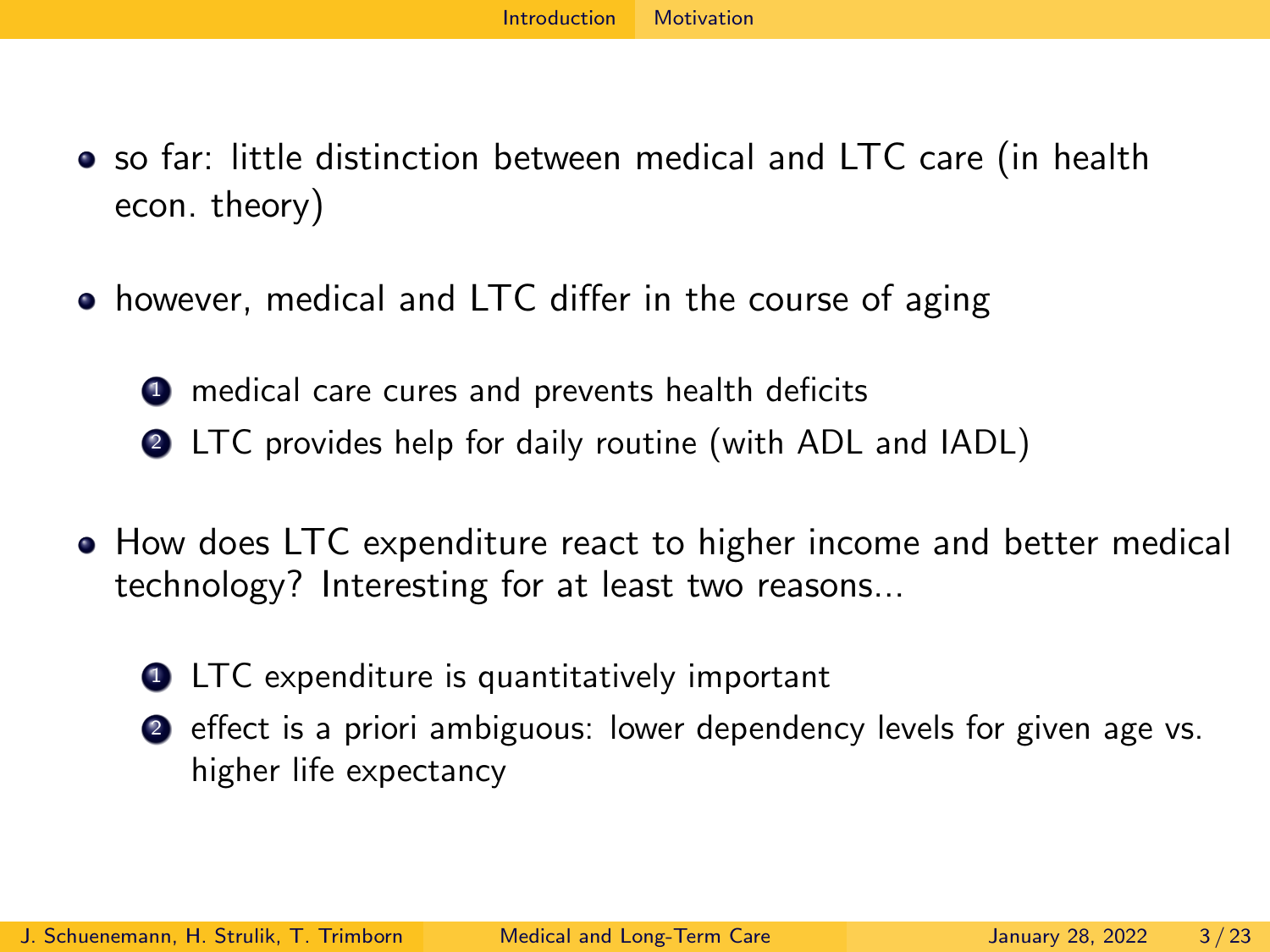- so far: little distinction between medical and LTC care (in health econ. theory)

- however, medical and LTC differ in the course of aging

  1. medical care cures and prevents health deficits
  2. LTC provides help for daily routine (with ADL and IADL)

- How does LTC expenditure react to higher income and better medical technology? Interesting for at least two reasons...

  1. LTC expenditure is quantitatively important
  2. effect is a priori ambiguous: lower dependency levels for given age vs. higher life expectancy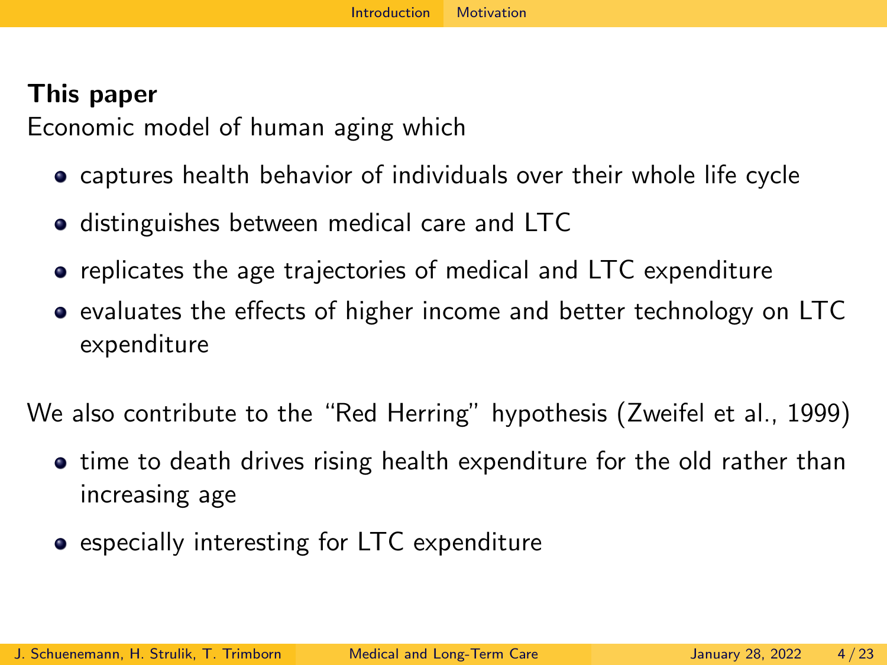**This paper**

Economic model of human aging which

- captures health behavior of individuals over their whole life cycle
- distinguishes between medical care and LTC
- replicates the age trajectories of medical and LTC expenditure
- evaluates the effects of higher income and better technology on LTC expenditure

We also contribute to the "Red Herring" hypothesis (Zweifel et al., 1999)

- time to death drives rising health expenditure for the old rather than increasing age
- especially interesting for LTC expenditure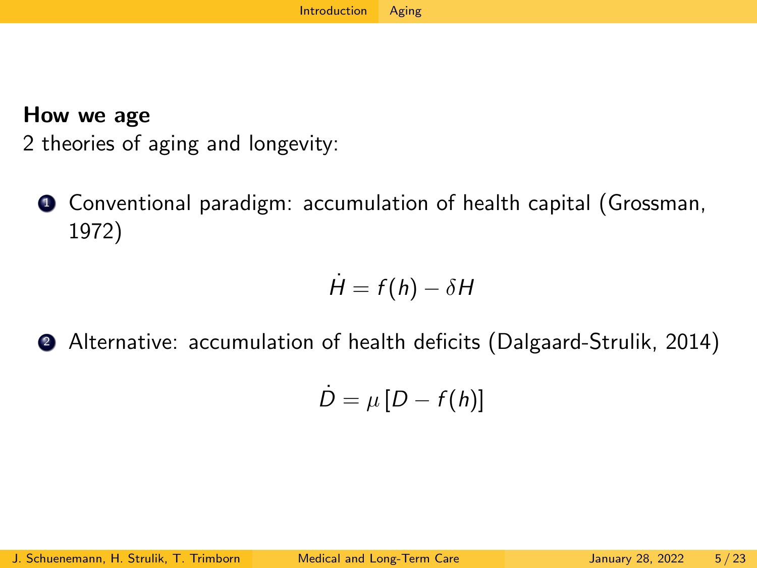**How we age**

2 theories of aging and longevity:

1. Conventional paradigm: accumulation of health capital (Grossman, 1972)

$$\dot{H} = f(h) - \delta H$$

2. Alternative: accumulation of health deficits (Dalgaard-Strulik, 2014)

$$\dot{D} = \mu \left[D - f(h)\right]$$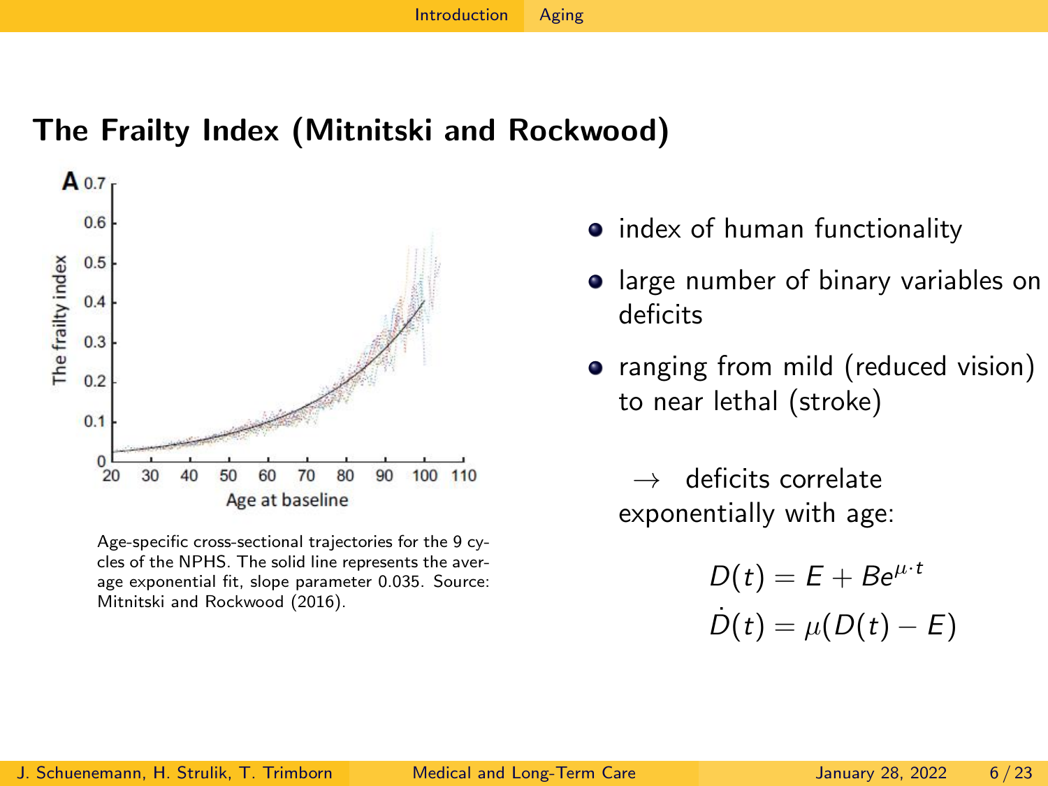## The Frailty Index (Mitnitski and Rockwood)

Age-specific cross-sectional trajectories for the 9 cycles of the NPHS. The solid line represents the average exponential fit, slope parameter 0.035. Source: Mitnitski and Rockwood (2016).

- index of human functionality
- large number of binary variables on deficits
- ranging from mild (reduced vision) to near lethal (stroke)

$\rightarrow$ deficits correlate exponentially with age:

$$D(t) = E + Be^{\mu \cdot t}$$

$$\dot{D}(t) = \mu(D(t) - E)$$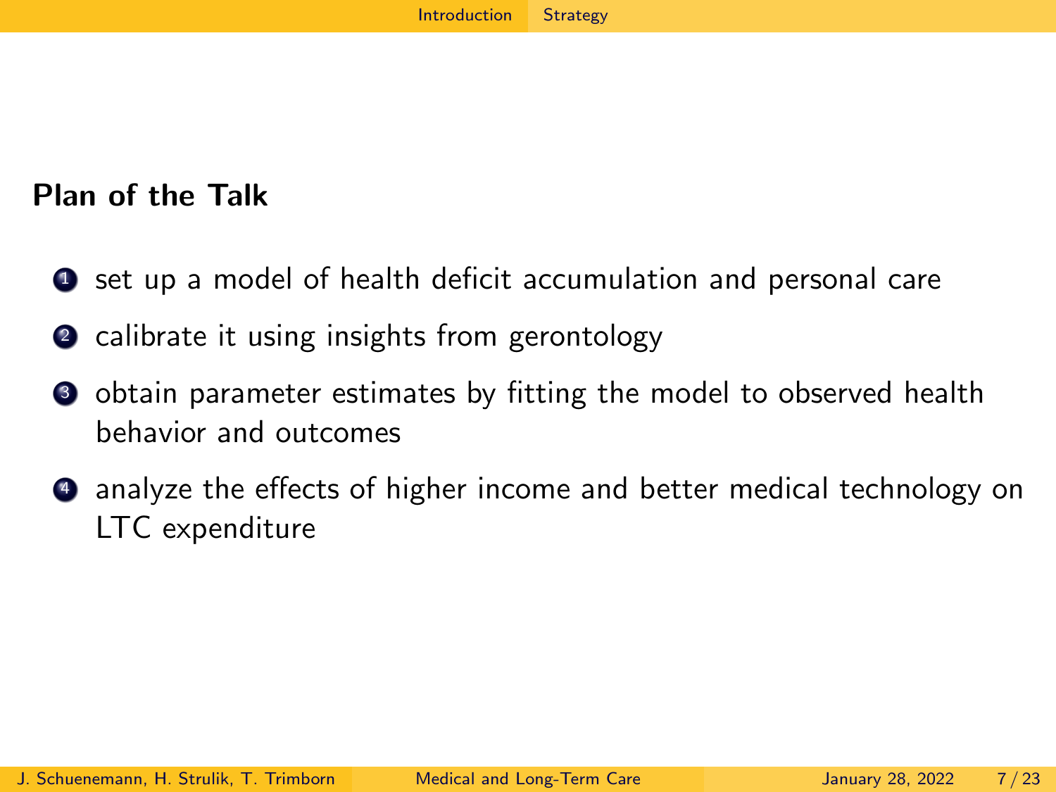## Plan of the Talk

1. set up a model of health deficit accumulation and personal care
2. calibrate it using insights from gerontology
3. obtain parameter estimates by fitting the model to observed health behavior and outcomes
4. analyze the effects of higher income and better medical technology on LTC expenditure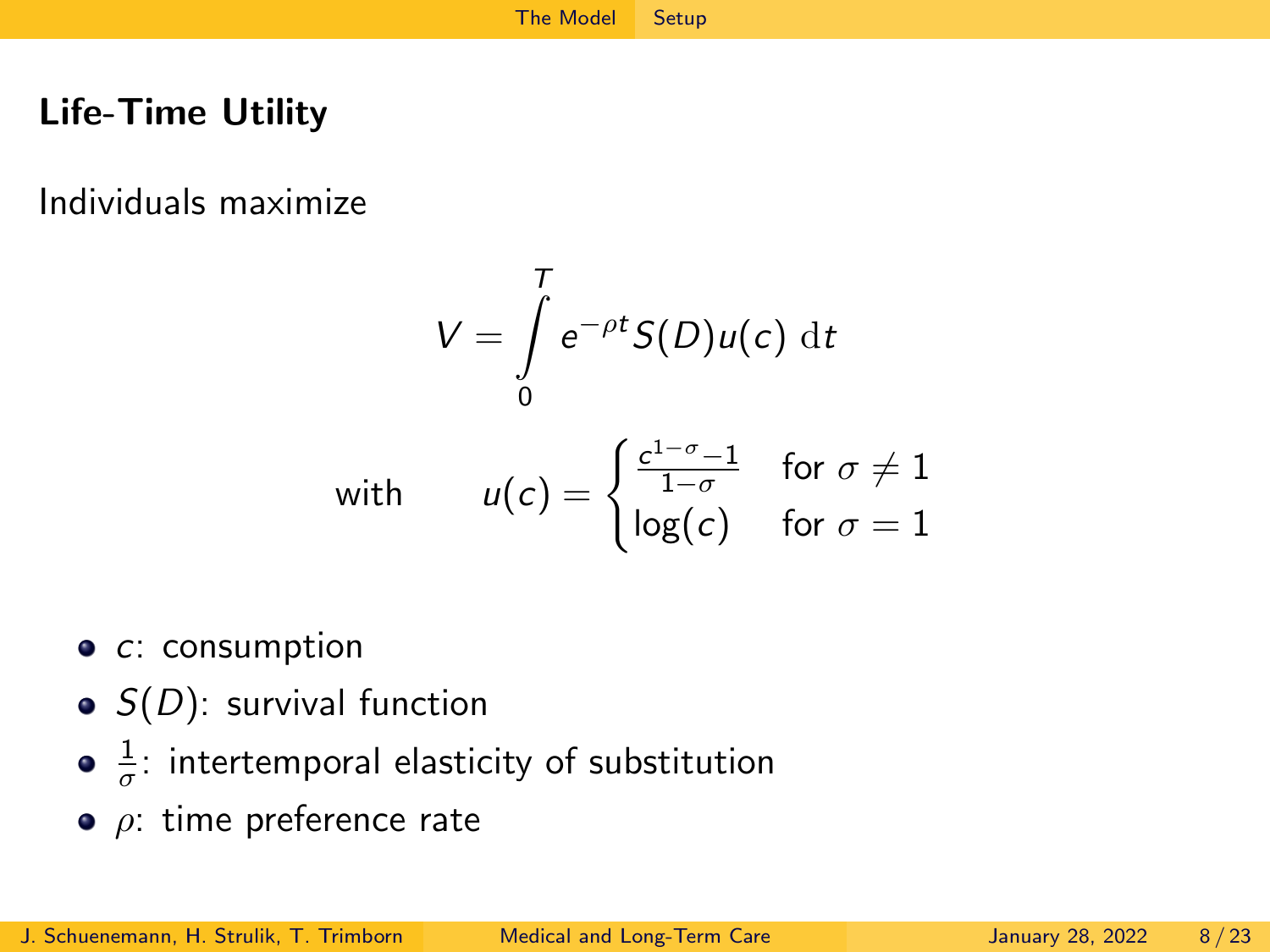## Life-Time Utility

Individuals maximize

$$V = \int_0^T e^{-\rho t} S(D) u(c) \, \mathrm{d}t$$

$$\text{with} \qquad u(c) = \begin{cases} \frac{c^{1-\sigma}-1}{1-\sigma} & \text{for } \sigma \neq 1 \\ \log(c) & \text{for } \sigma = 1 \end{cases}$$

- $c$: consumption
- $S(D)$: survival function
- $\frac{1}{\sigma}$: intertemporal elasticity of substitution
- $\rho$: time preference rate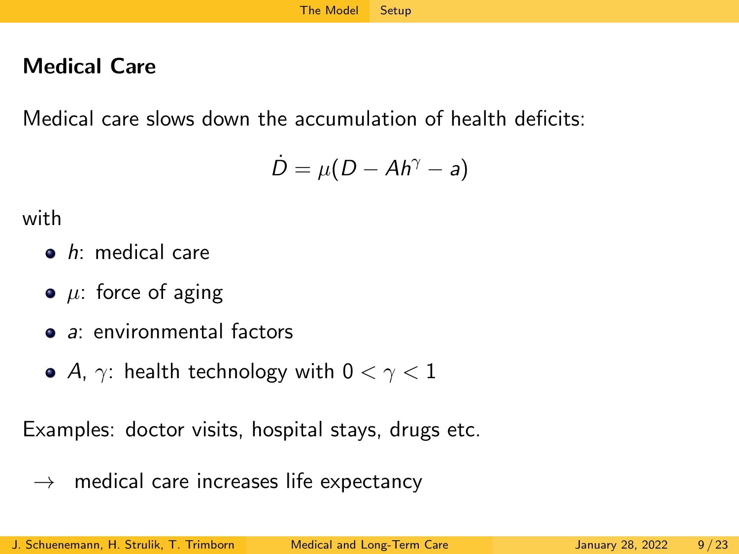## Medical Care

Medical care slows down the accumulation of health deficits:

$$\dot{D} = \mu(D - Ah^{\gamma} - a)$$

with

- $h$: medical care
- $\mu$: force of aging
- $a$: environmental factors
- $A$, $\gamma$: health technology with $0 < \gamma < 1$

Examples: doctor visits, hospital stays, drugs etc.

$\rightarrow$ medical care increases life expectancy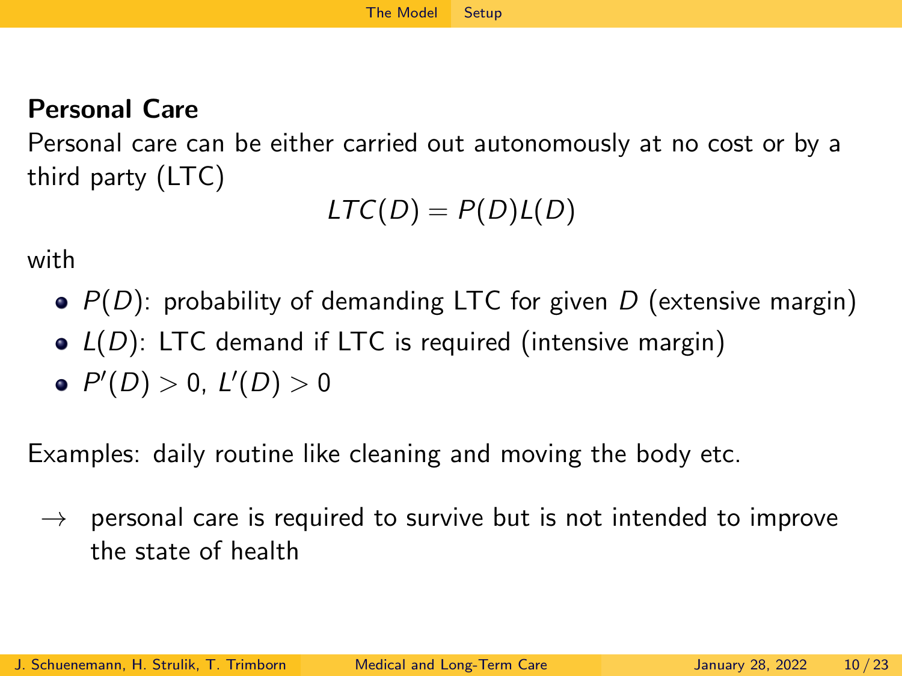**Personal Care**

Personal care can be either carried out autonomously at no cost or by a third party (LTC)

$$LTC(D) = P(D)L(D)$$

with

- $P(D)$: probability of demanding LTC for given $D$ (extensive margin)
- $L(D)$: LTC demand if LTC is required (intensive margin)
- $P'(D) > 0$, $L'(D) > 0$

Examples: daily routine like cleaning and moving the body etc.

→ personal care is required to survive but is not intended to improve the state of health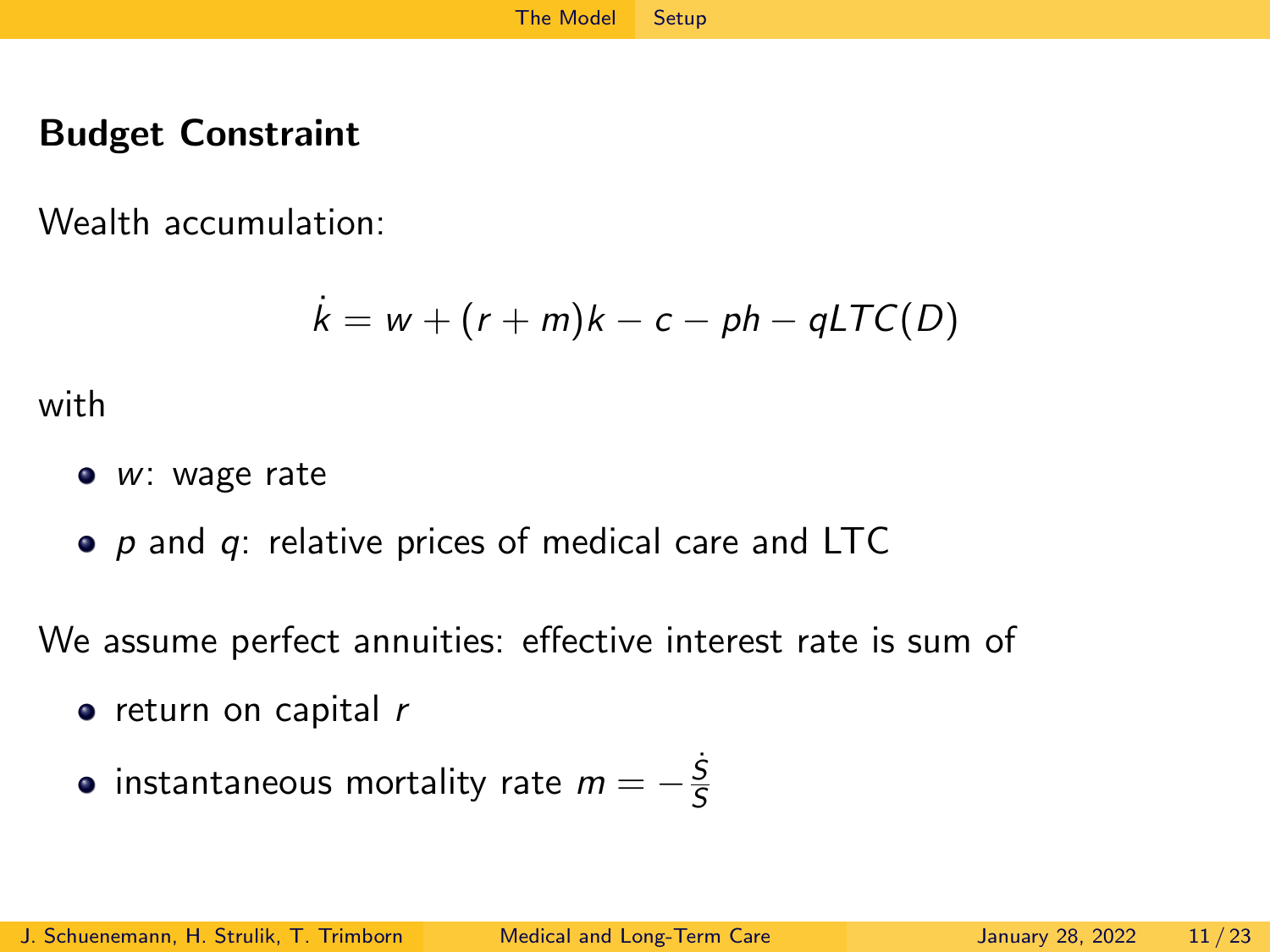## Budget Constraint

Wealth accumulation:

$$\dot{k} = w + (r + m)k - c - ph - qLTC(D)$$

with

- $w$: wage rate
- $p$ and $q$: relative prices of medical care and LTC

We assume perfect annuities: effective interest rate is sum of

- return on capital $r$
- instantaneous mortality rate $m = -\frac{\dot{S}}{S}$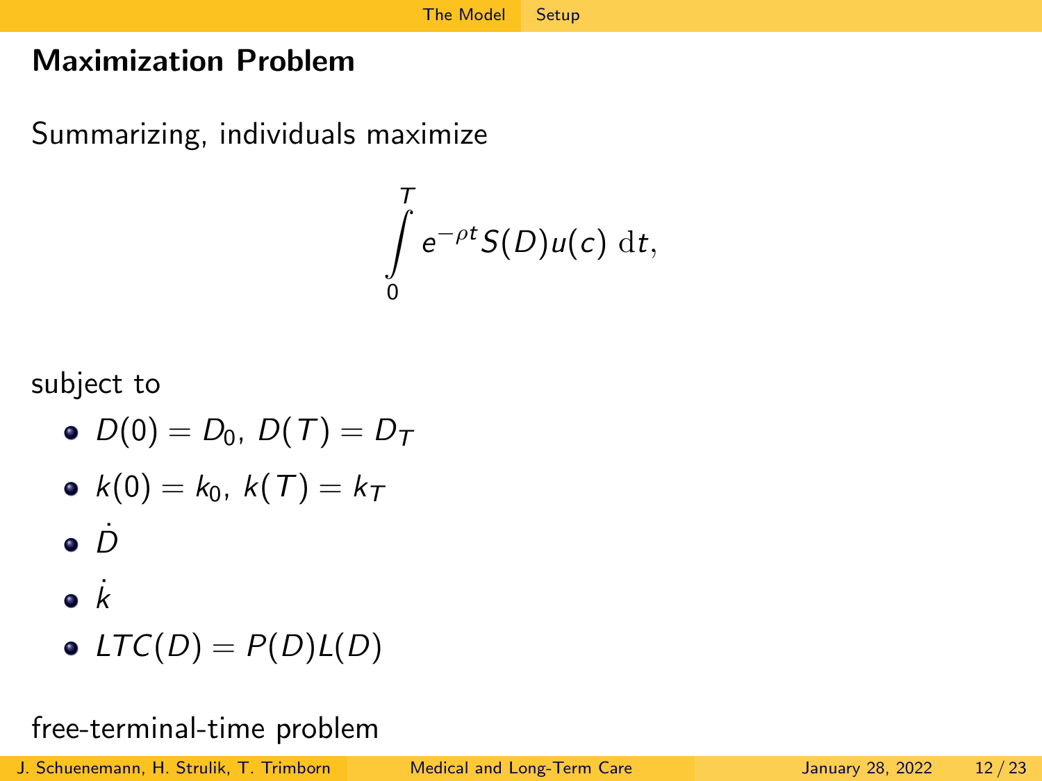## Maximization Problem

Summarizing, individuals maximize

$$\int_0^T e^{-\rho t} S(D) u(c) \, \mathrm{d}t,$$

subject to

- $D(0) = D_0$, $D(T) = D_T$
- $k(0) = k_0$, $k(T) = k_T$
- $\dot{D}$
- $\dot{k}$
- $LTC(D) = P(D)L(D)$

free-terminal-time problem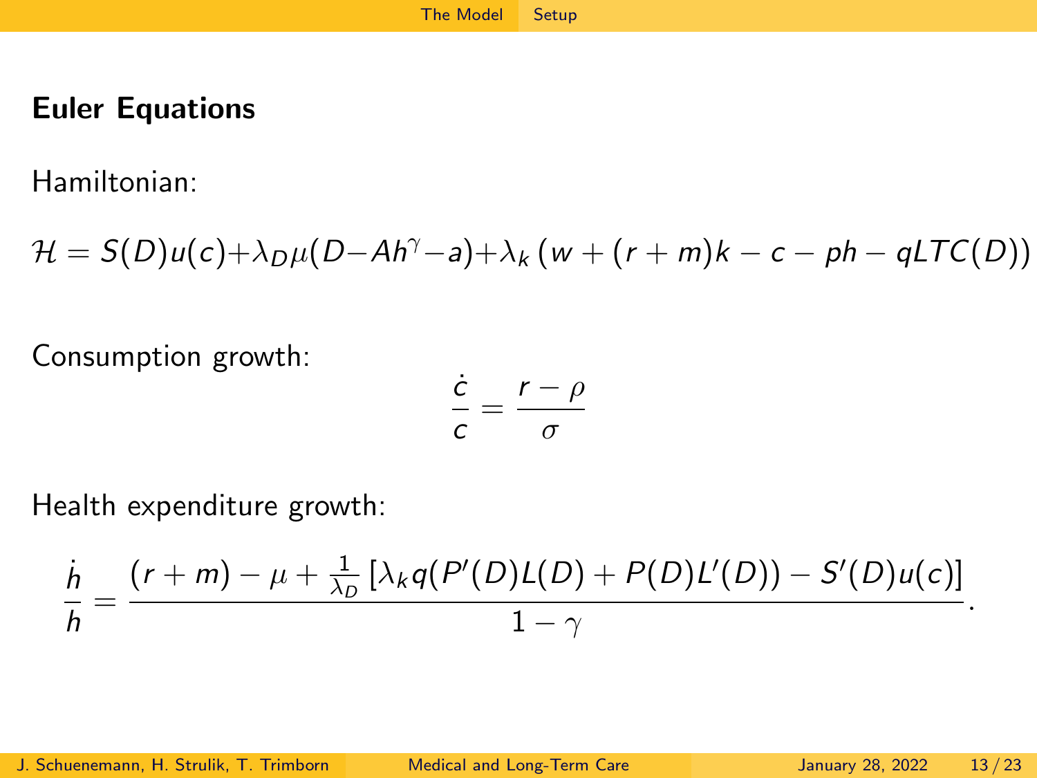## Euler Equations

Hamiltonian:

$$\mathcal{H} = S(D)u(c) + \lambda_D \mu(D - Ah^{\gamma} - a) + \lambda_k \left(w + (r+m)k - c - ph - qLTC(D)\right)$$

Consumption growth:

$$\frac{\dot{c}}{c} = \frac{r - \rho}{\sigma}$$

Health expenditure growth:

$$\frac{\dot{h}}{h} = \frac{(r+m) - \mu + \frac{1}{\lambda_D}\left[\lambda_k q(P'(D)L(D) + P(D)L'(D)) - S'(D)u(c)\right]}{1 - \gamma}.$$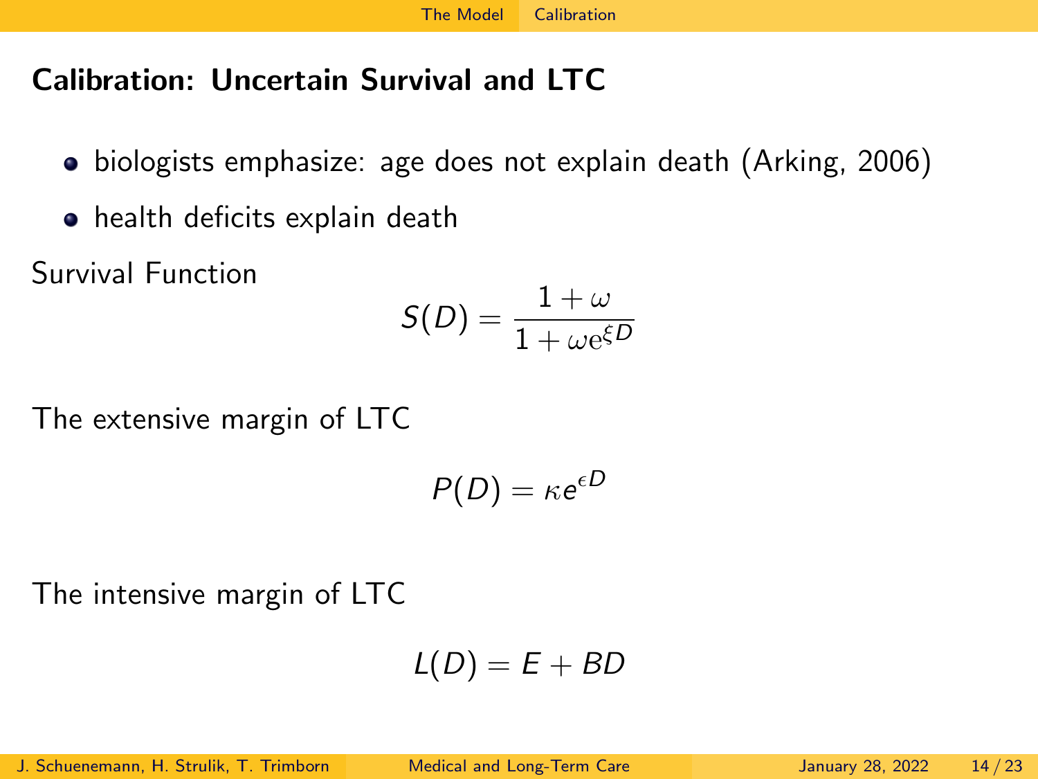## Calibration: Uncertain Survival and LTC

- biologists emphasize: age does not explain death (Arking, 2006)
- health deficits explain death

Survival Function

$$S(D) = \frac{1+\omega}{1+\omega e^{\xi D}}$$

The extensive margin of LTC

$$P(D) = \kappa e^{\epsilon D}$$

The intensive margin of LTC

$$L(D) = E + BD$$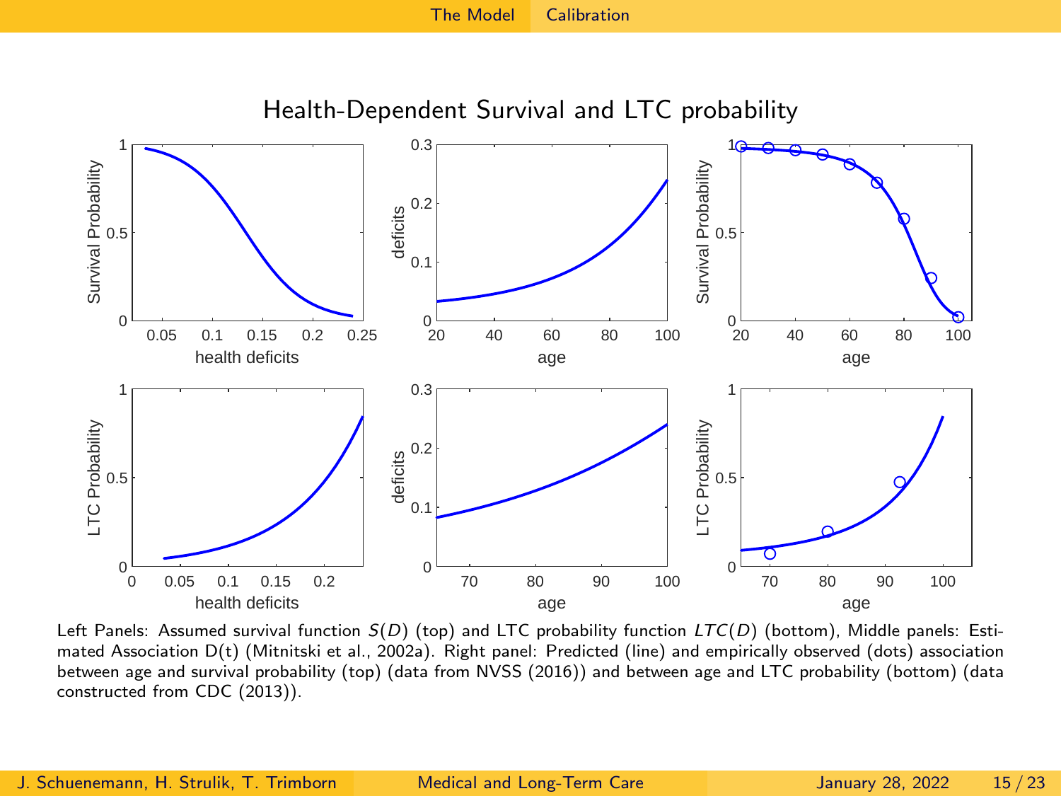## Health-Dependent Survival and LTC probability

Left Panels: Assumed survival function $S(D)$ (top) and LTC probability function $LTC(D)$ (bottom), Middle panels: Estimated Association D(t) (Mitnitski et al., 2002a). Right panel: Predicted (line) and empirically observed (dots) association between age and survival probability (top) (data from NVSS (2016)) and between age and LTC probability (bottom) (data constructed from CDC (2013)).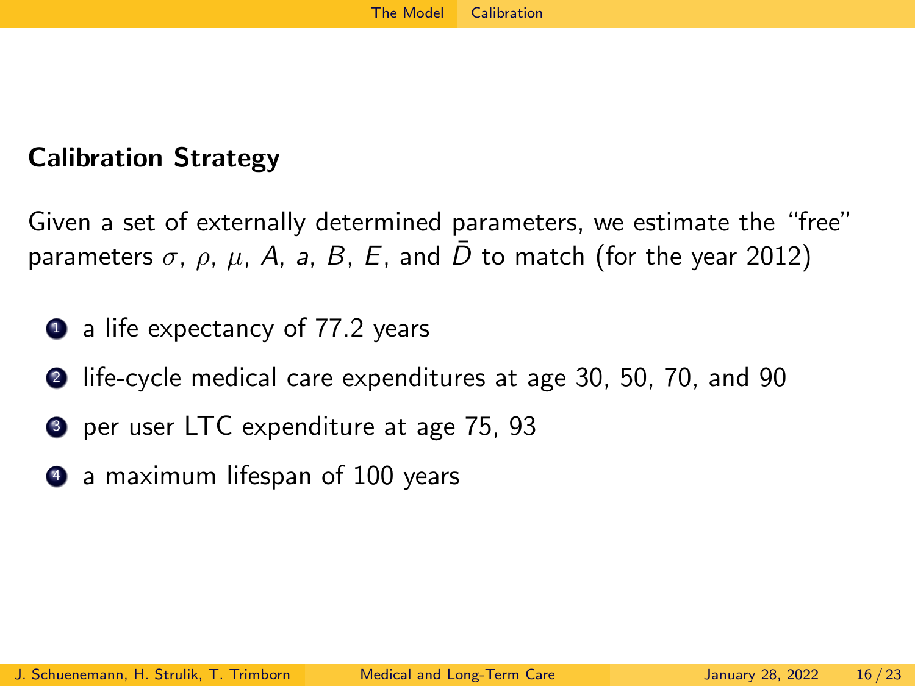## Calibration Strategy

Given a set of externally determined parameters, we estimate the "free" parameters $\sigma$, $\rho$, $\mu$, $A$, $a$, $B$, $E$, and $\bar{D}$ to match (for the year 2012)

1. a life expectancy of 77.2 years
2. life-cycle medical care expenditures at age 30, 50, 70, and 90
3. per user LTC expenditure at age 75, 93
4. a maximum lifespan of 100 years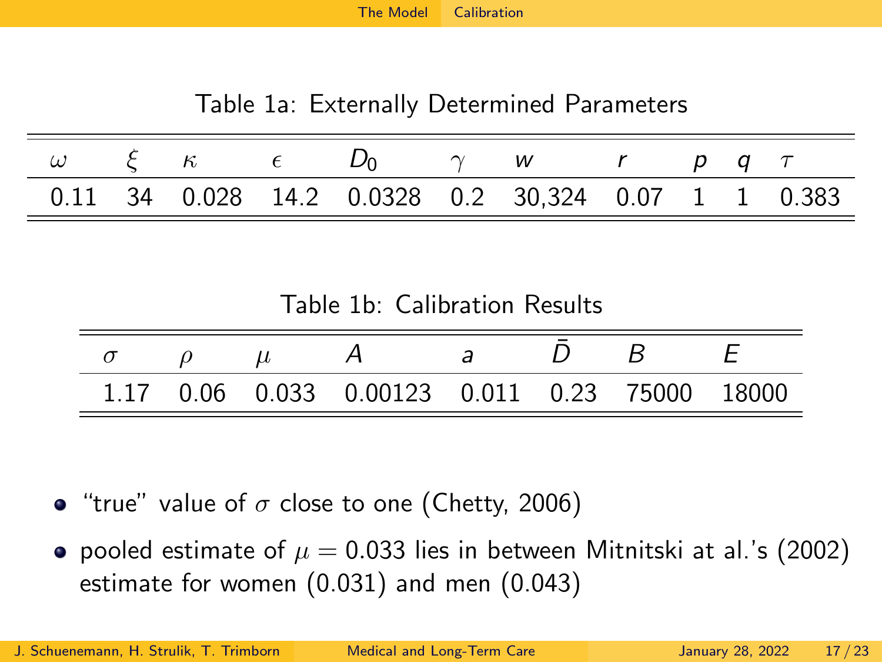Table 1a: Externally Determined Parameters

| $\omega$ | $\xi$ | $\kappa$ | $\epsilon$ | $D_0$ | $\gamma$ | $w$ | $r$ | $p$ | $q$ | $\tau$ |
|---|---|---|---|---|---|---|---|---|---|---|
| 0.11 | 34 | 0.028 | 14.2 | 0.0328 | 0.2 | 30,324 | 0.07 | 1 | 1 | 0.383 |

Table 1b: Calibration Results

| $\sigma$ | $\rho$ | $\mu$ | $A$ | $a$ | $\bar{D}$ | $B$ | $E$ |
|---|---|---|---|---|---|---|---|
| 1.17 | 0.06 | 0.033 | 0.00123 | 0.011 | 0.23 | 75000 | 18000 |

- "true" value of $\sigma$ close to one (Chetty, 2006)
- pooled estimate of $\mu = 0.033$ lies in between Mitnitski at al.'s (2002) estimate for women (0.031) and men (0.043)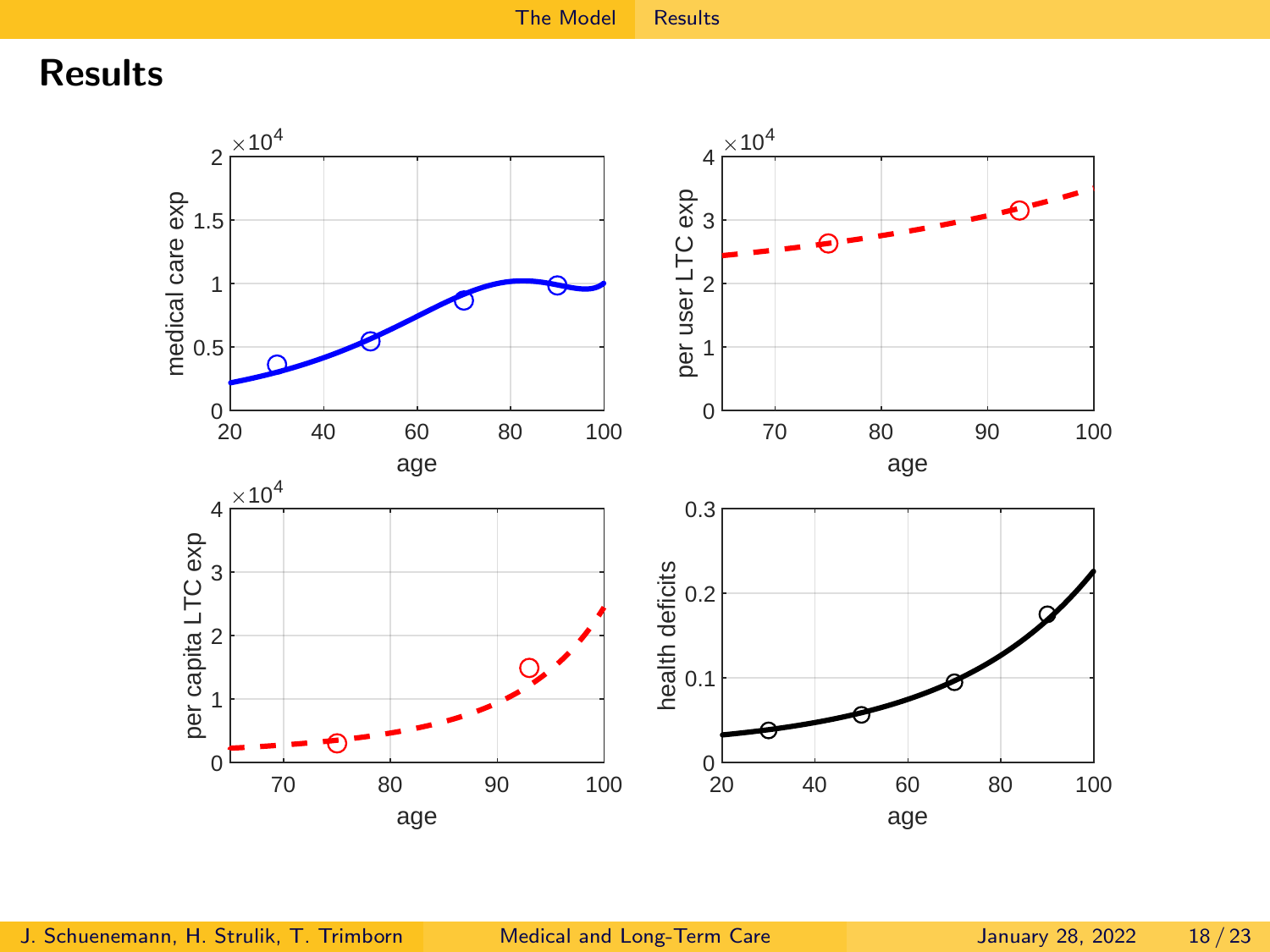# Results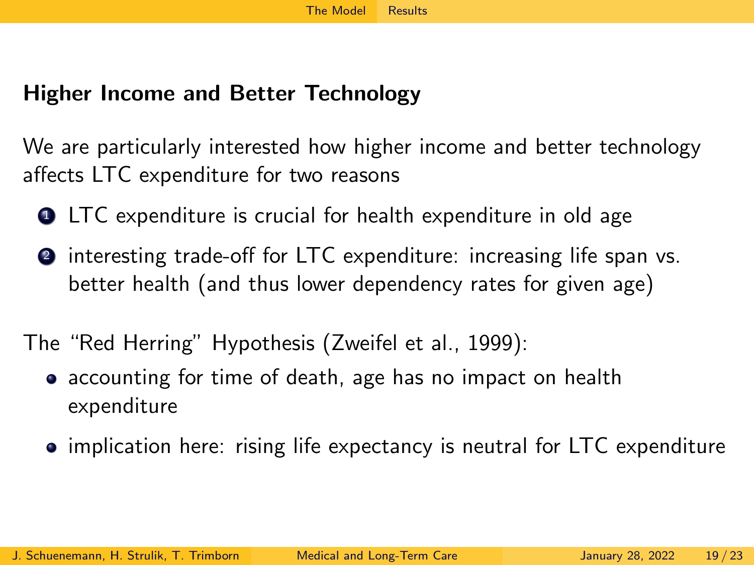## Higher Income and Better Technology

We are particularly interested how higher income and better technology affects LTC expenditure for two reasons

1. LTC expenditure is crucial for health expenditure in old age
2. interesting trade-off for LTC expenditure: increasing life span vs. better health (and thus lower dependency rates for given age)

The "Red Herring" Hypothesis (Zweifel et al., 1999):

- accounting for time of death, age has no impact on health expenditure
- implication here: rising life expectancy is neutral for LTC expenditure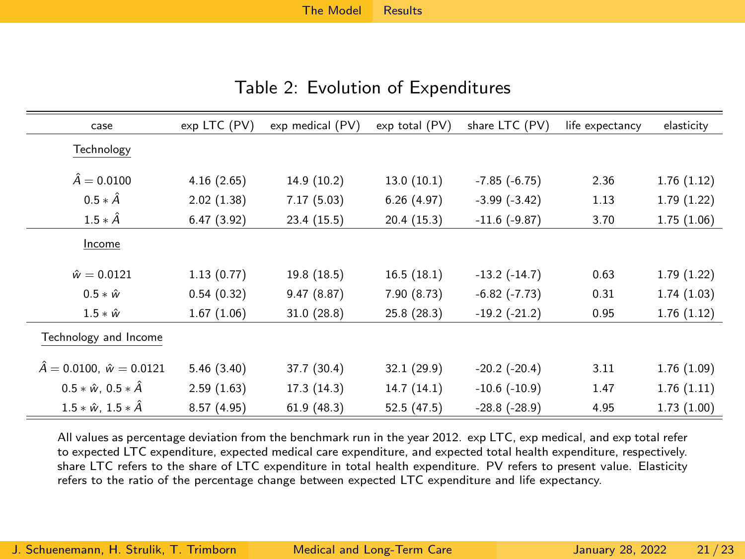## Table 2: Evolution of Expenditures

| case | exp LTC (PV) | exp medical (PV) | exp total (PV) | share LTC (PV) | life expectancy | elasticity |
|---|---|---|---|---|---|---|
| Technology | | | | | | |
| $\hat{A} = 0.0100$ | 4.16 (2.65) | 14.9 (10.2) | 13.0 (10.1) | -7.85 (-6.75) | 2.36 | 1.76 (1.12) |
| $0.5 * \hat{A}$ | 2.02 (1.38) | 7.17 (5.03) | 6.26 (4.97) | -3.99 (-3.42) | 1.13 | 1.79 (1.22) |
| $1.5 * \hat{A}$ | 6.47 (3.92) | 23.4 (15.5) | 20.4 (15.3) | -11.6 (-9.87) | 3.70 | 1.75 (1.06) |
| Income | | | | | | |
| $\hat{w} = 0.0121$ | 1.13 (0.77) | 19.8 (18.5) | 16.5 (18.1) | -13.2 (-14.7) | 0.63 | 1.79 (1.22) |
| $0.5 * \hat{w}$ | 0.54 (0.32) | 9.47 (8.87) | 7.90 (8.73) | -6.82 (-7.73) | 0.31 | 1.74 (1.03) |
| $1.5 * \hat{w}$ | 1.67 (1.06) | 31.0 (28.8) | 25.8 (28.3) | -19.2 (-21.2) | 0.95 | 1.76 (1.12) |
| Technology and Income | | | | | | |
| $\hat{A} = 0.0100$, $\hat{w} = 0.0121$ | 5.46 (3.40) | 37.7 (30.4) | 32.1 (29.9) | -20.2 (-20.4) | 3.11 | 1.76 (1.09) |
| $0.5 * \hat{w}$, $0.5 * \hat{A}$ | 2.59 (1.63) | 17.3 (14.3) | 14.7 (14.1) | -10.6 (-10.9) | 1.47 | 1.76 (1.11) |
| $1.5 * \hat{w}$, $1.5 * \hat{A}$ | 8.57 (4.95) | 61.9 (48.3) | 52.5 (47.5) | -28.8 (-28.9) | 4.95 | 1.73 (1.00) |

All values as percentage deviation from the benchmark run in the year 2012. exp LTC, exp medical, and exp total refer to expected LTC expenditure, expected medical care expenditure, and expected total health expenditure, respectively. share LTC refers to the share of LTC expenditure in total health expenditure. PV refers to present value. Elasticity refers to the ratio of the percentage change between expected LTC expenditure and life expectancy.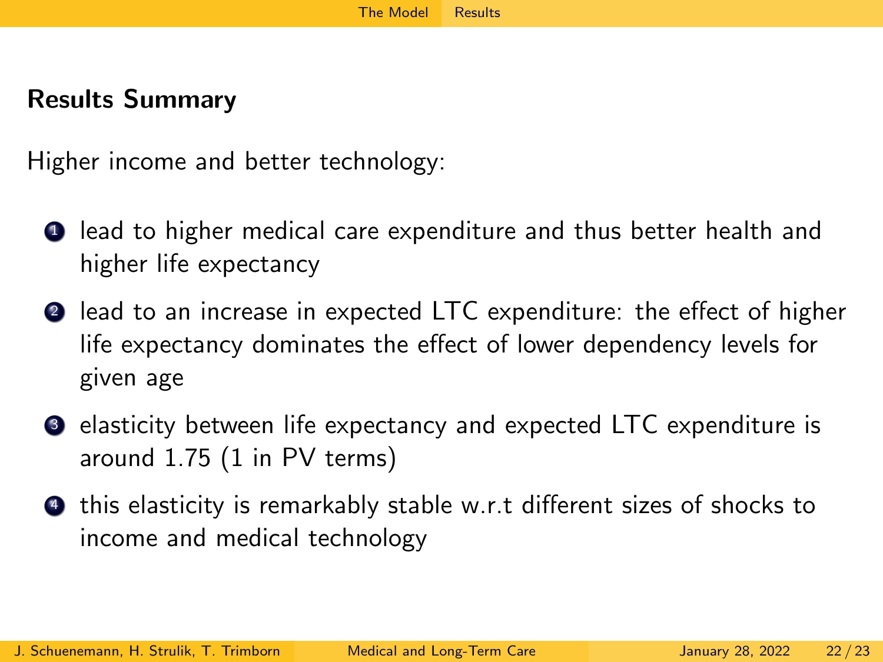## Results Summary

Higher income and better technology:

1. lead to higher medical care expenditure and thus better health and higher life expectancy
2. lead to an increase in expected LTC expenditure: the effect of higher life expectancy dominates the effect of lower dependency levels for given age
3. elasticity between life expectancy and expected LTC expenditure is around 1.75 (1 in PV terms)
4. this elasticity is remarkably stable w.r.t different sizes of shocks to income and medical technology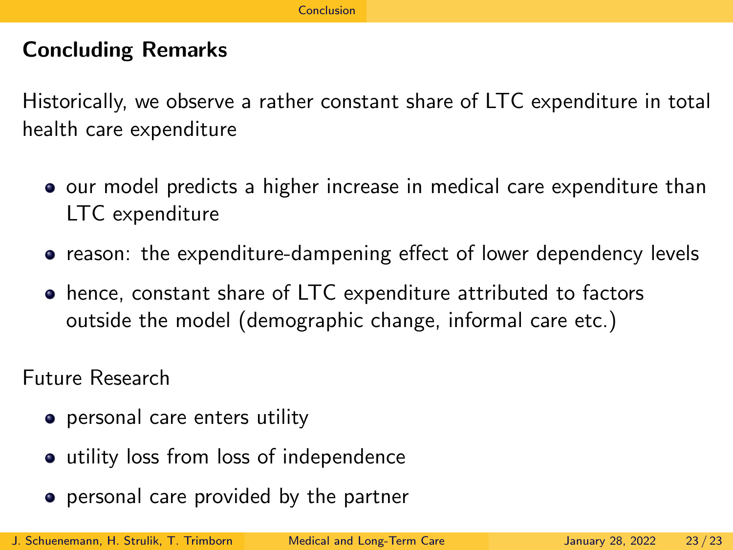## Concluding Remarks

Historically, we observe a rather constant share of LTC expenditure in total health care expenditure

- our model predicts a higher increase in medical care expenditure than LTC expenditure
- reason: the expenditure-dampening effect of lower dependency levels
- hence, constant share of LTC expenditure attributed to factors outside the model (demographic change, informal care etc.)

Future Research

- personal care enters utility
- utility loss from loss of independence
- personal care provided by the partner